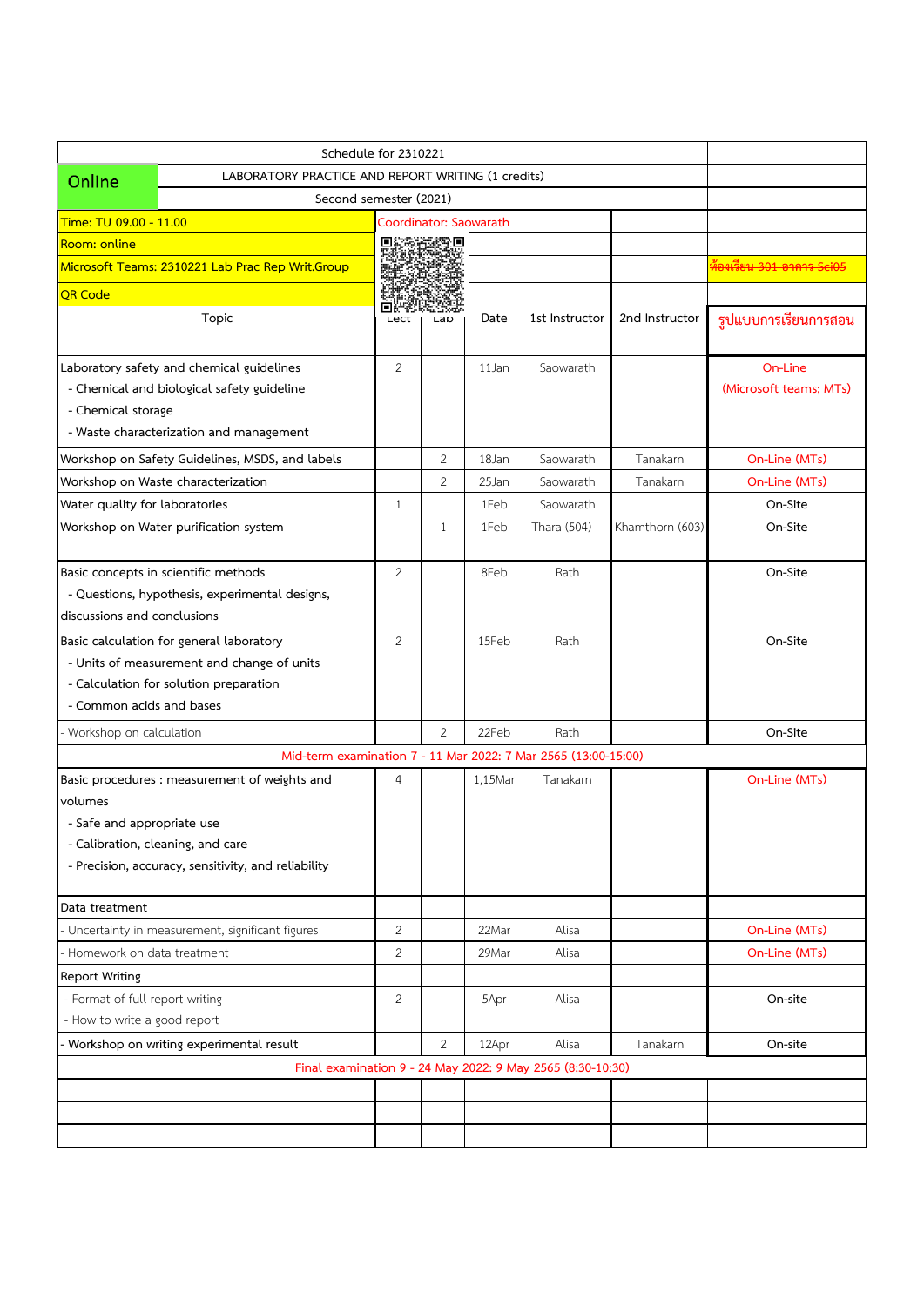| Schedule for 2310221 | | | | | | |
|---|---|---|---|---|---|---|
| Online | LABORATORY PRACTICE AND REPORT WRITING (1 credits) | | | | | |
| | Second semester (2021) | | | | | |
| Time: TU 09.00 - 11.00 | Coordinator: Saowarath | | | | | |
| Room: online | | | | | | |
| Microsoft Teams: 2310221 Lab Prac Rep Writ.Group | | | | | | ~~ห้องเรียน 301 อาคาร Sci05~~ |
| QR Code | | | | | | |
| Topic | Lect | Lab | Date | 1st Instructor | 2nd Instructor | รูปแบบการเรียนการสอน |
| Laboratory safety and chemical guidelines<br>- Chemical and biological safety guideline<br>- Chemical storage<br>- Waste characterization and management | 2 | | 11Jan | Saowarath | | On-Line<br>(Microsoft teams; MTs) |
| Workshop on Safety Guidelines, MSDS, and labels | | 2 | 18Jan | Saowarath | Tanakarn | On-Line (MTs) |
| Workshop on Waste characterization | | 2 | 25Jan | Saowarath | Tanakarn | On-Line (MTs) |
| Water quality for laboratories | 1 | | 1Feb | Saowarath | | On-Site |
| Workshop on Water purification system | | 1 | 1Feb | Thara (504) | Khamthorn (603) | On-Site |
| Basic concepts in scientific methods<br>- Questions, hypothesis, experimental designs, discussions and conclusions | 2 | | 8Feb | Rath | | On-Site |
| Basic calculation for general laboratory<br>- Units of measurement and change of units<br>- Calculation for solution preparation<br>- Common acids and bases | 2 | | 15Feb | Rath | | On-Site |
| - Workshop on calculation | | 2 | 22Feb | Rath | | On-Site |
| Mid-term examination 7 - 11 Mar 2022: 7 Mar 2565 (13:00-15:00) | | | | | | |
| Basic procedures : measurement of weights and volumes<br>- Safe and appropriate use<br>- Calibration, cleaning, and care<br>- Precision, accuracy, sensitivity, and reliability | 4 | | 1,15Mar | Tanakarn | | On-Line (MTs) |
| Data treatment | | | | | | |
| - Uncertainty in measurement, significant figures | 2 | | 22Mar | Alisa | | On-Line (MTs) |
| - Homework on data treatment | 2 | | 29Mar | Alisa | | On-Line (MTs) |
| Report Writing | | | | | | |
| - Format of full report writing<br>- How to write a good report | 2 | | 5Apr | Alisa | | On-site |
| - Workshop on writing experimental result | | 2 | 12Apr | Alisa | Tanakarn | On-site |
| Final examination 9 - 24 May 2022: 9 May 2565 (8:30-10:30) | | | | | | |